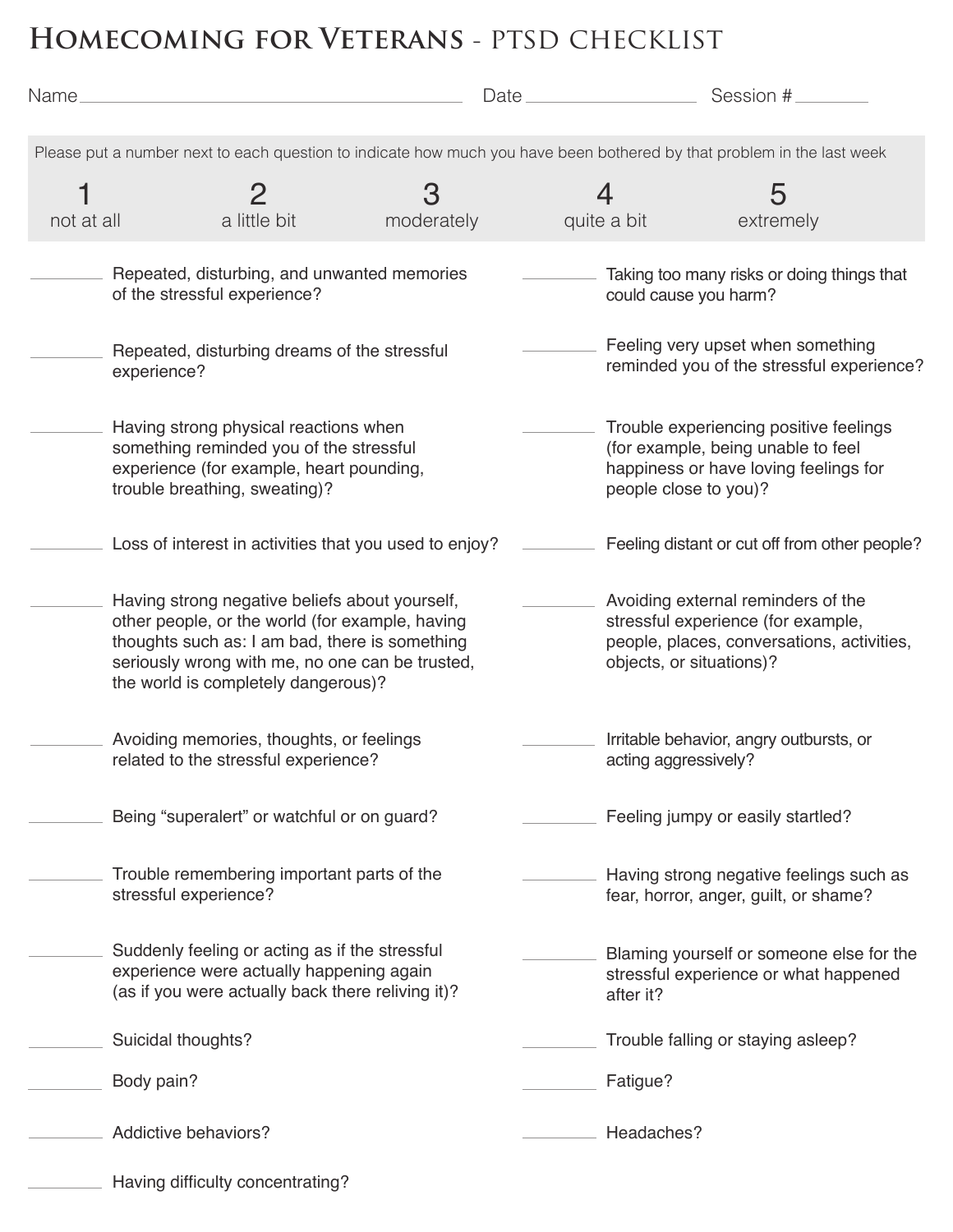# Homecoming for Veterans - PTSD CHECKLIST

Name ____________________ Date ____________ Session # ________

Please put a number next to each question to indicate how much you have been bothered by that problem in the last week

| 1 | 2 | 3 | 4 | 5 |
|---|---|---|---|---|
| not at all | a little bit | moderately | quite a bit | extremely |

________ Repeated, disturbing, and unwanted memories of the stressful experience?

________ Repeated, disturbing dreams of the stressful experience?

________ Having strong physical reactions when something reminded you of the stressful experience (for example, heart pounding, trouble breathing, sweating)?

________ Loss of interest in activities that you used to enjoy?

________ Having strong negative beliefs about yourself, other people, or the world (for example, having thoughts such as: I am bad, there is something seriously wrong with me, no one can be trusted, the world is completely dangerous)?

________ Avoiding memories, thoughts, or feelings related to the stressful experience?

________ Being "superalert" or watchful or on guard?

________ Trouble remembering important parts of the stressful experience?

________ Suddenly feeling or acting as if the stressful experience were actually happening again (as if you were actually back there reliving it)?

________ Suicidal thoughts?

________ Body pain?

________ Addictive behaviors?

________ Having difficulty concentrating?

________ Taking too many risks or doing things that could cause you harm?

________ Feeling very upset when something reminded you of the stressful experience?

________ Trouble experiencing positive feelings (for example, being unable to feel happiness or have loving feelings for people close to you)?

________ Feeling distant or cut off from other people?

________ Avoiding external reminders of the stressful experience (for example, people, places, conversations, activities, objects, or situations)?

________ Irritable behavior, angry outbursts, or acting aggressively?

________ Feeling jumpy or easily startled?

________ Having strong negative feelings such as fear, horror, anger, guilt, or shame?

________ Blaming yourself or someone else for the stressful experience or what happened after it?

________ Trouble falling or staying asleep?

________ Fatigue?

________ Headaches?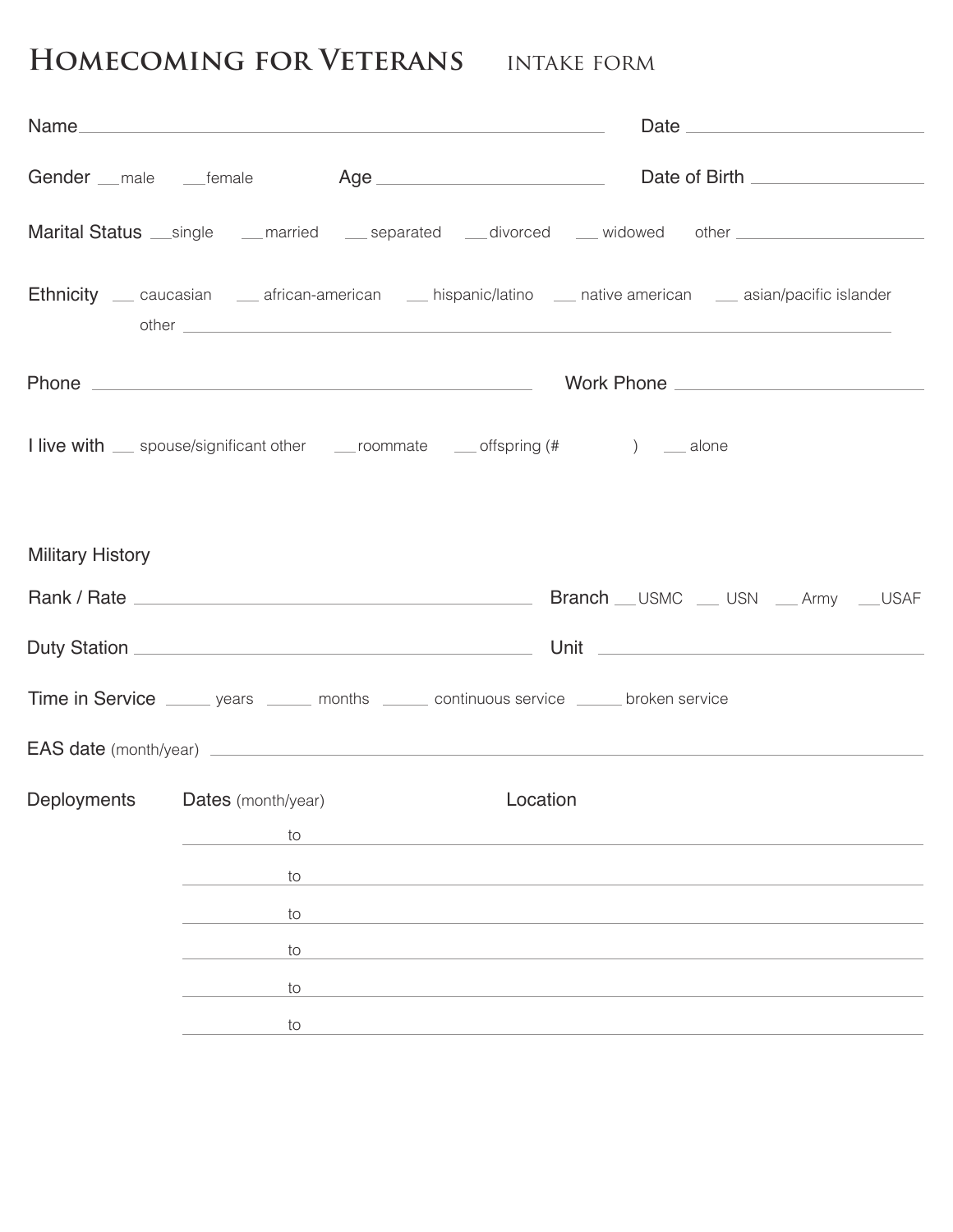# Homecoming for Veterans INTAKE FORM

Name ______________________________ Date ______________

Gender ___male ___female Age ______________ Date of Birth ______________

Marital Status ___single ___married ___separated ___divorced ___widowed other ______________

Ethnicity ___ caucasian ___ african-american ___ hispanic/latino ___ native american ___ asian/pacific islander
other ______________________________

Phone ______________________________ Work Phone ______________

I live with ___ spouse/significant other ___roommate ___ offspring (# ) ___ alone

Military History

Rank / Rate ______________________________ Branch ___USMC ___ USN ___ Army ___USAF

Duty Station ______________________________ Unit ______________

Time in Service _____ years _____ months _____ continuous service _____ broken service

EAS date (month/year) ______________________________

| Deployments | Dates (month/year) | Location |
|---|---|---|
| | to | |
| | to | |
| | to | |
| | to | |
| | to | |
| | to | |